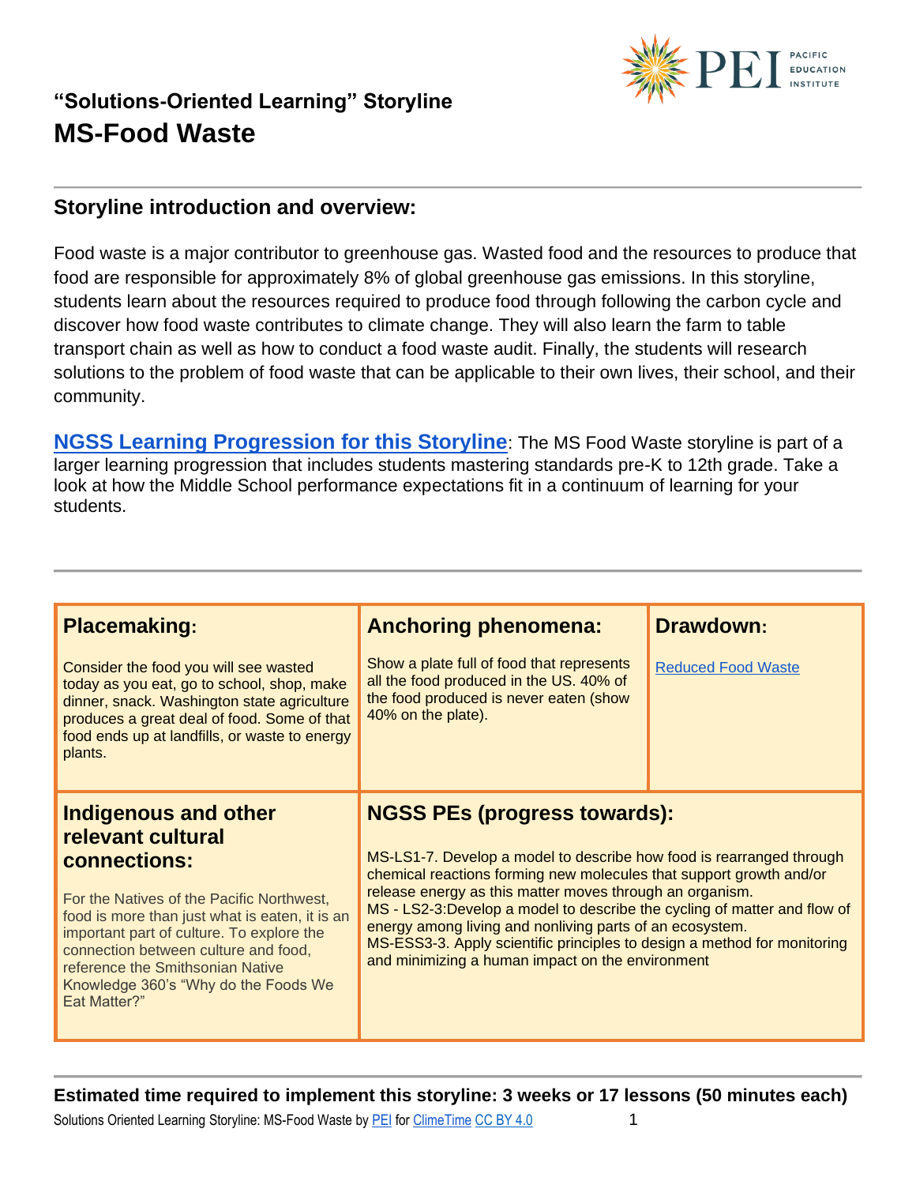## "Solutions-Oriented Learning" Storyline

# MS-Food Waste

## Storyline introduction and overview:

Food waste is a major contributor to greenhouse gas. Wasted food and the resources to produce that food are responsible for approximately 8% of global greenhouse gas emissions. In this storyline, students learn about the resources required to produce food through following the carbon cycle and discover how food waste contributes to climate change. They will also learn the farm to table transport chain as well as how to conduct a food waste audit. Finally, the students will research solutions to the problem of food waste that can be applicable to their own lives, their school, and their community.

**NGSS Learning Progression for this Storyline**: The MS Food Waste storyline is part of a larger learning progression that includes students mastering standards pre-K to 12th grade. Take a look at how the Middle School performance expectations fit in a continuum of learning for your students.

| **Placemaking:** | **Anchoring phenomena:** | **Drawdown:** |
|---|---|---|
| Consider the food you will see wasted today as you eat, go to school, shop, make dinner, snack. Washington state agriculture produces a great deal of food. Some of that food ends up at landfills, or waste to energy plants. | Show a plate full of food that represents all the food produced in the US. 40% of the food produced is never eaten (show 40% on the plate). | Reduced Food Waste |
| **Indigenous and other relevant cultural connections:** | **NGSS PEs (progress towards):** | |
| For the Natives of the Pacific Northwest, food is more than just what is eaten, it is an important part of culture. To explore the connection between culture and food, reference the Smithsonian Native Knowledge 360's "Why do the Foods We Eat Matter?" | MS-LS1-7. Develop a model to describe how food is rearranged through chemical reactions forming new molecules that support growth and/or release energy as this matter moves through an organism.<br>MS - LS2-3:Develop a model to describe the cycling of matter and flow of energy among living and nonliving parts of an ecosystem.<br>MS-ESS3-3. Apply scientific principles to design a method for monitoring and minimizing a human impact on the environment | |

**Estimated time required to implement this storyline: 3 weeks or 17 lessons (50 minutes each)**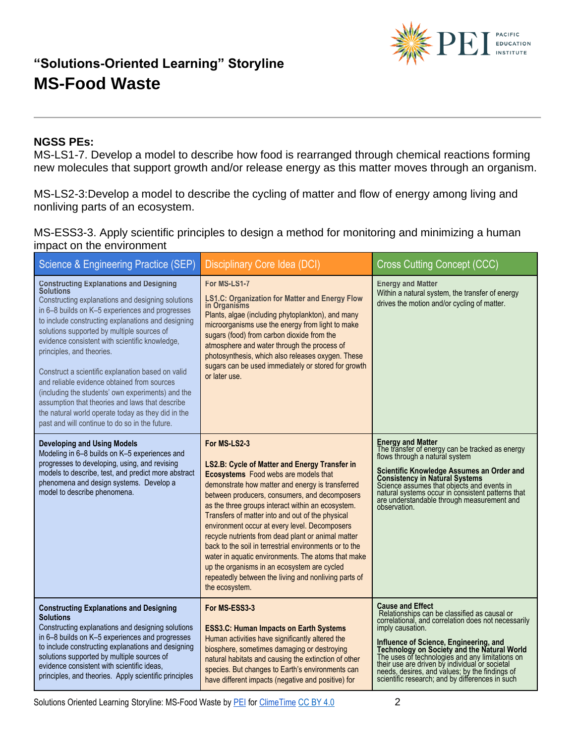## "Solutions-Oriented Learning" Storyline

# MS-Food Waste

**NGSS PEs:**

MS-LS1-7. Develop a model to describe how food is rearranged through chemical reactions forming new molecules that support growth and/or release energy as this matter moves through an organism.

MS-LS2-3:Develop a model to describe the cycling of matter and flow of energy among living and nonliving parts of an ecosystem.

MS-ESS3-3. Apply scientific principles to design a method for monitoring and minimizing a human impact on the environment

| Science & Engineering Practice (SEP) | Disciplinary Core Idea (DCI) | Cross Cutting Concept (CCC) |
|---|---|---|
| **Constructing Explanations and Designing Solutions**<br>Constructing explanations and designing solutions in 6–8 builds on K–5 experiences and progresses to include constructing explanations and designing solutions supported by multiple sources of evidence consistent with scientific knowledge, principles, and theories.<br><br>Construct a scientific explanation based on valid and reliable evidence obtained from sources (including the students' own experiments) and the assumption that theories and laws that describe the natural world operate today as they did in the past and will continue to do so in the future. | **For MS-LS1-7**<br><br>**LS1.C: Organization for Matter and Energy Flow in Organisms**<br>Plants, algae (including phytoplankton), and many microorganisms use the energy from light to make sugars (food) from carbon dioxide from the atmosphere and water through the process of photosynthesis, which also releases oxygen. These sugars can be used immediately or stored for growth or later use. | **Energy and Matter**<br>Within a natural system, the transfer of energy drives the motion and/or cycling of matter. |
| **Developing and Using Models**<br>Modeling in 6–8 builds on K–5 experiences and progresses to developing, using, and revising models to describe, test, and predict more abstract phenomena and design systems. Develop a model to describe phenomena. | **For MS-LS2-3**<br><br>**LS2.B: Cycle of Matter and Energy Transfer in Ecosystems** Food webs are models that demonstrate how matter and energy is transferred between producers, consumers, and decomposers as the three groups interact within an ecosystem. Transfers of matter into and out of the physical environment occur at every level. Decomposers recycle nutrients from dead plant or animal matter back to the soil in terrestrial environments or to the water in aquatic environments. The atoms that make up the organisms in an ecosystem are cycled repeatedly between the living and nonliving parts of the ecosystem. | **Energy and Matter**<br>The transfer of energy can be tracked as energy flows through a natural system<br><br>**Scientific Knowledge Assumes an Order and Consistency in Natural Systems**<br>Science assumes that objects and events in natural systems occur in consistent patterns that are understandable through measurement and observation. |
| **Constructing Explanations and Designing Solutions**<br>Constructing explanations and designing solutions in 6–8 builds on K–5 experiences and progresses to include constructing explanations and designing solutions supported by multiple sources of evidence consistent with scientific ideas, principles, and theories. Apply scientific principles | **For MS-ESS3-3**<br><br>**ESS3.C: Human Impacts on Earth Systems**<br>Human activities have significantly altered the biosphere, sometimes damaging or destroying natural habitats and causing the extinction of other species. But changes to Earth's environments can have different impacts (negative and positive) for | **Cause and Effect**<br>Relationships can be classified as causal or correlational, and correlation does not necessarily imply causation.<br><br>**Influence of Science, Engineering, and Technology on Society and the Natural World**<br>The uses of technologies and any limitations on their use are driven by individual or societal needs, desires, and values; by the findings of scientific research; and by differences in such |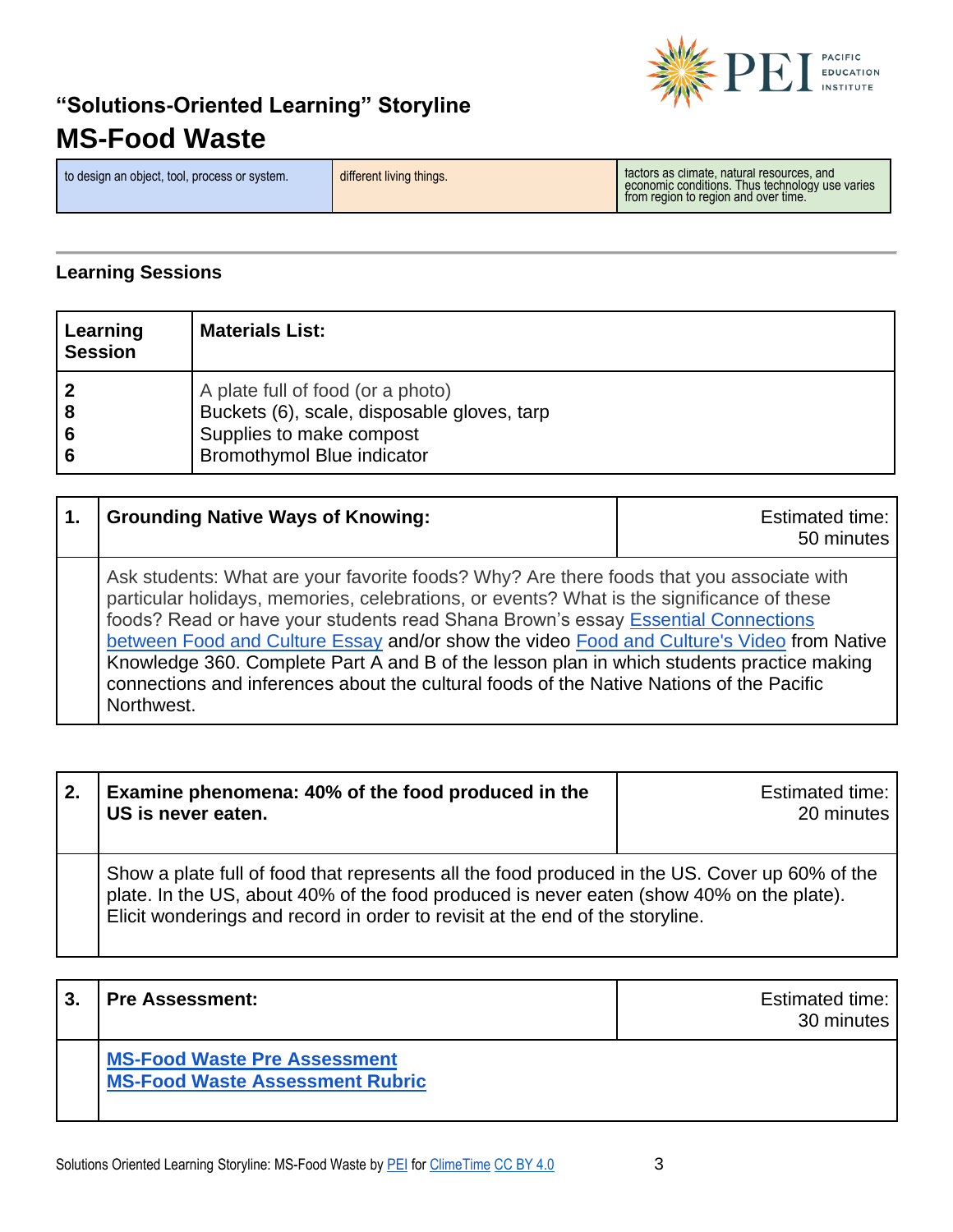# "Solutions-Oriented Learning" Storyline

# MS-Food Waste

| to design an object, tool, process or system. | different living things. | factors as climate, natural resources, and economic conditions. Thus technology use varies from region to region and over time. |
|---|---|---|

## Learning Sessions

| Learning Session | Materials List: |
|---|---|
| 2<br>8<br>6<br>6 | A plate full of food (or a photo)<br>Buckets (6), scale, disposable gloves, tarp<br>Supplies to make compost<br>Bromothymol Blue indicator |

| 1. | Grounding Native Ways of Knowing: | Estimated time: 50 minutes |
|---|---|---|
| | Ask students: What are your favorite foods? Why? Are there foods that you associate with particular holidays, memories, celebrations, or events? What is the significance of these foods? Read or have your students read Shana Brown's essay [Essential Connections between Food and Culture Essay]() and/or show the video [Food and Culture's Video]() from Native Knowledge 360. Complete Part A and B of the lesson plan in which students practice making connections and inferences about the cultural foods of the Native Nations of the Pacific Northwest. | |

| 2. | Examine phenomena: 40% of the food produced in the US is never eaten. | Estimated time: 20 minutes |
|---|---|---|
| | Show a plate full of food that represents all the food produced in the US. Cover up 60% of the plate. In the US, about 40% of the food produced is never eaten (show 40% on the plate). Elicit wonderings and record in order to revisit at the end of the storyline. | |

| 3. | Pre Assessment: | Estimated time: 30 minutes |
|---|---|---|
| | **[MS-Food Waste Pre Assessment]()**<br>**[MS-Food Waste Assessment Rubric]()** | |

Solutions Oriented Learning Storyline: MS-Food Waste by PEI for ClimeTime CC BY 4.0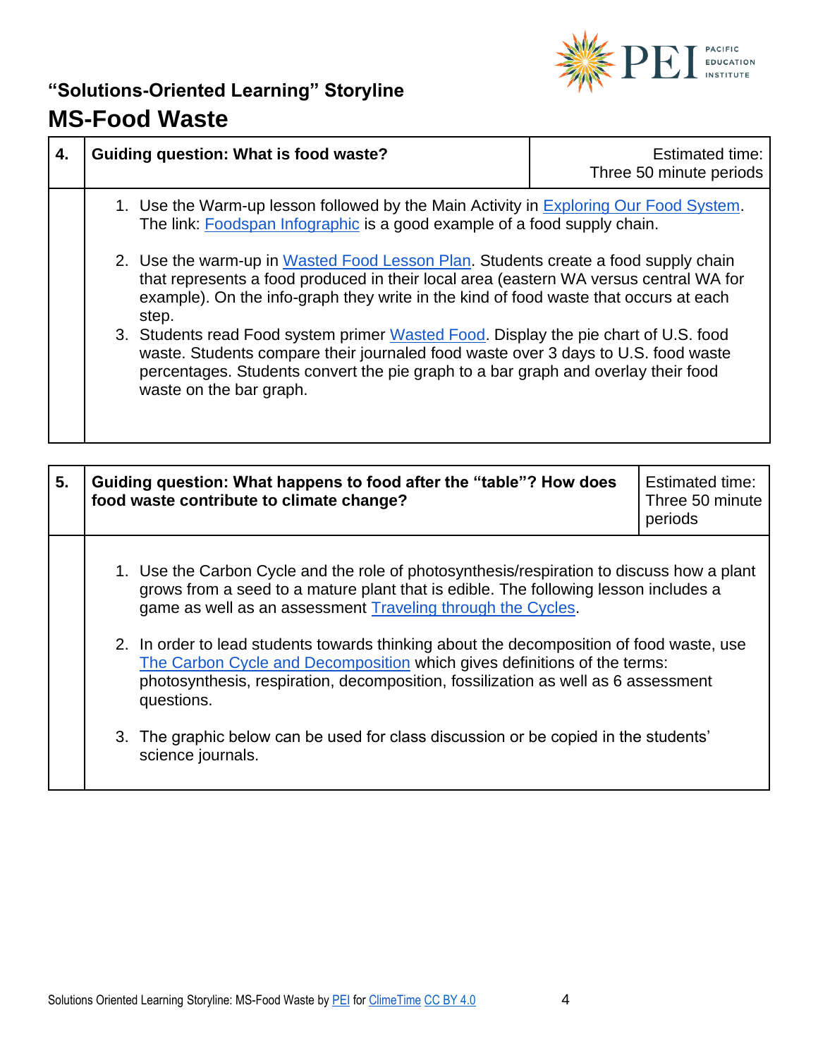## "Solutions-Oriented Learning" Storyline

# MS-Food Waste

| 4. | Guiding question: What is food waste? | Estimated time: Three 50 minute periods |
|---|---|---|
| | 1. Use the Warm-up lesson followed by the Main Activity in Exploring Our Food System. The link: Foodspan Infographic is a good example of a food supply chain.<br>2. Use the warm-up in Wasted Food Lesson Plan. Students create a food supply chain that represents a food produced in their local area (eastern WA versus central WA for example). On the info-graph they write in the kind of food waste that occurs at each step.<br>3. Students read Food system primer Wasted Food. Display the pie chart of U.S. food waste. Students compare their journaled food waste over 3 days to U.S. food waste percentages. Students convert the pie graph to a bar graph and overlay their food waste on the bar graph. | |

| 5. | Guiding question: What happens to food after the "table"? How does food waste contribute to climate change? | Estimated time: Three 50 minute periods |
|---|---|---|
| | 1. Use the Carbon Cycle and the role of photosynthesis/respiration to discuss how a plant grows from a seed to a mature plant that is edible. The following lesson includes a game as well as an assessment Traveling through the Cycles.<br>2. In order to lead students towards thinking about the decomposition of food waste, use The Carbon Cycle and Decomposition which gives definitions of the terms: photosynthesis, respiration, decomposition, fossilization as well as 6 assessment questions.<br>3. The graphic below can be used for class discussion or be copied in the students' science journals. | |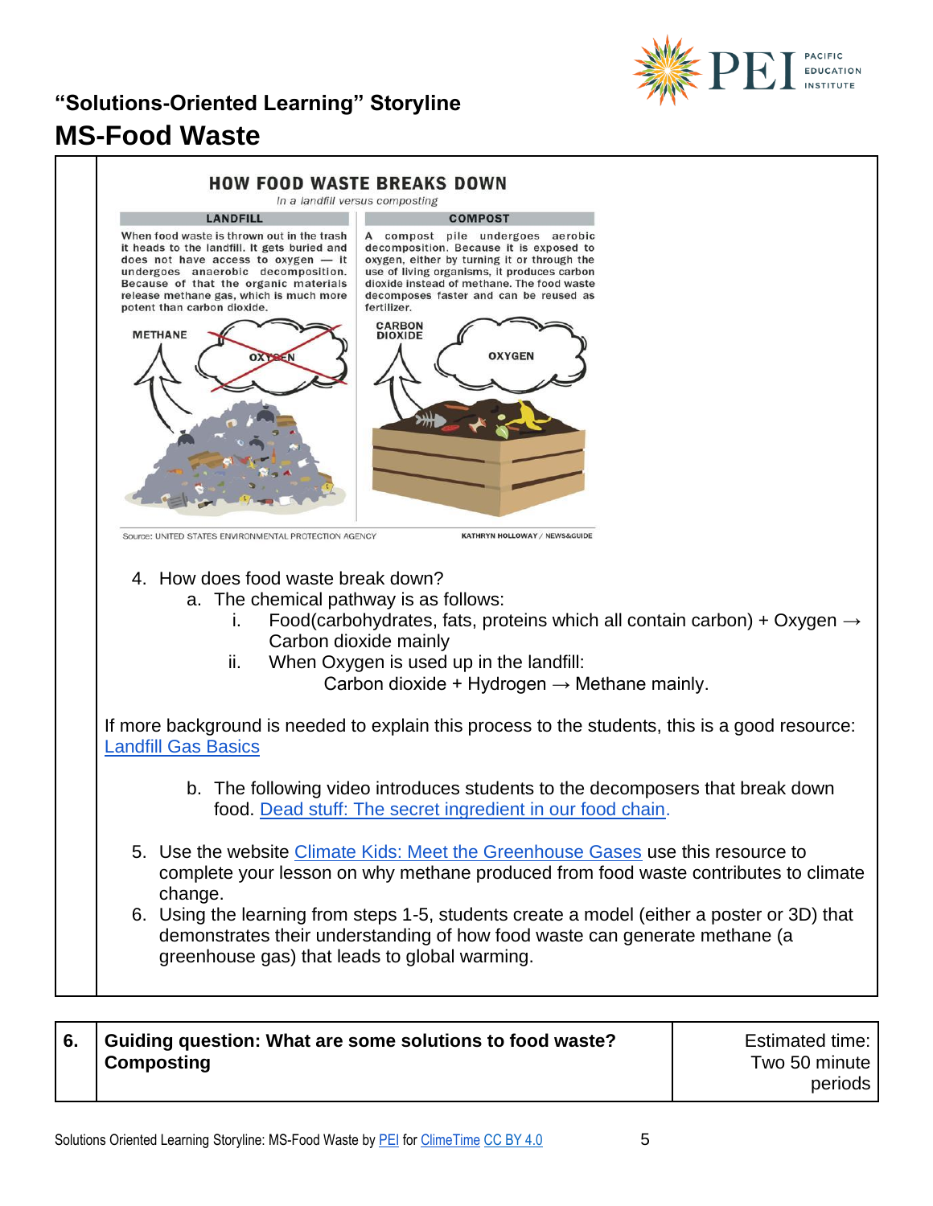"Solutions-Oriented Learning" Storyline

# MS-Food Waste

HOW FOOD WASTE BREAKS DOWN

*In a landfill versus composting*

| LANDFILL | COMPOST |
|---|---|
| When food waste is thrown out in the trash it heads to the landfill. It gets buried and does not have access to oxygen — it undergoes anaerobic decomposition. Because of that the organic materials release methane gas, which is much more potent than carbon dioxide. | A compost pile undergoes aerobic decomposition. Because it is exposed to oxygen, either by turning it or through the use of living organisms, it produces carbon dioxide instead of methane. The food waste decomposes faster and can be reused as fertilizer. |

METHANE — OXYGEN

CARBON DIOXIDE — OXYGEN

Source: UNITED STATES ENVIRONMENTAL PROTECTION AGENCY — KATHRYN HOLLOWAY / NEWS&GUIDE

4. How does food waste break down?
    a. The chemical pathway is as follows:
        i. Food(carbohydrates, fats, proteins which all contain carbon) + Oxygen → Carbon dioxide mainly
        ii. When Oxygen is used up in the landfill:
            Carbon dioxide + Hydrogen → Methane mainly.

If more background is needed to explain this process to the students, this is a good resource: [Landfill Gas Basics]

    b. The following video introduces students to the decomposers that break down food. [Dead stuff: The secret ingredient in our food chain].

5. Use the website [Climate Kids: Meet the Greenhouse Gases] use this resource to complete your lesson on why methane produced from food waste contributes to climate change.
6. Using the learning from steps 1-5, students create a model (either a poster or 3D) that demonstrates their understanding of how food waste can generate methane (a greenhouse gas) that leads to global warming.

| 6. | **Guiding question: What are some solutions to food waste? Composting** | Estimated time: Two 50 minute periods |
|---|---|---|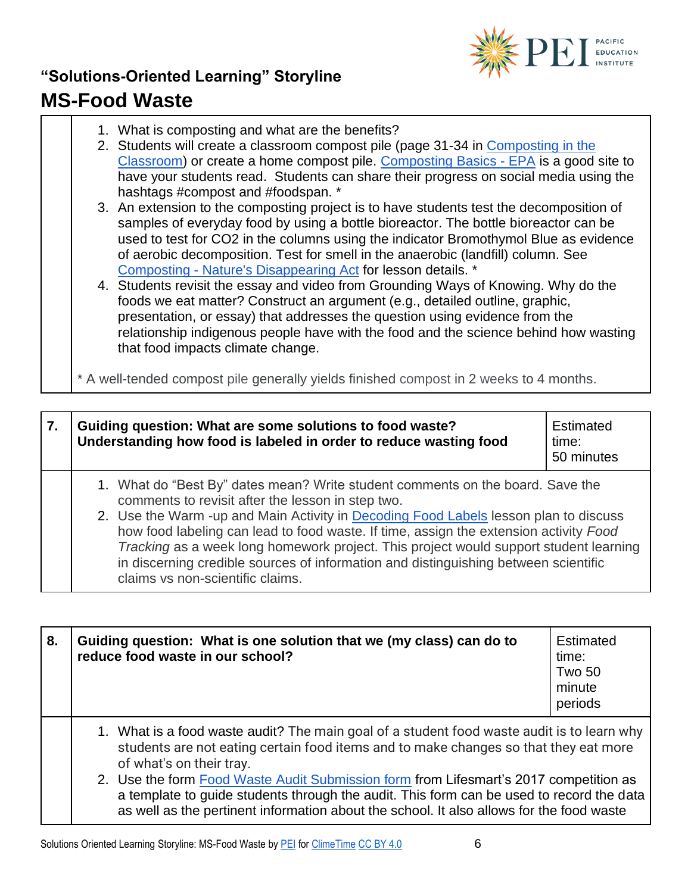## "Solutions-Oriented Learning" Storyline

# MS-Food Waste

1. What is composting and what are the benefits?
2. Students will create a classroom compost pile (page 31-34 in Composting in the Classroom) or create a home compost pile. Composting Basics - EPA is a good site to have your students read. Students can share their progress on social media using the hashtags #compost and #foodspan. *
3. An extension to the composting project is to have students test the decomposition of samples of everyday food by using a bottle bioreactor. The bottle bioreactor can be used to test for $CO_2$ in the columns using the indicator Bromothymol Blue as evidence of aerobic decomposition. Test for smell in the anaerobic (landfill) column. See Composting - Nature's Disappearing Act for lesson details. *
4. Students revisit the essay and video from Grounding Ways of Knowing. Why do the foods we eat matter? Construct an argument (e.g., detailed outline, graphic, presentation, or essay) that addresses the question using evidence from the relationship indigenous people have with the food and the science behind how wasting that food impacts climate change.

* A well-tended compost pile generally yields finished compost in 2 weeks to 4 months.

| 7. | **Guiding question: What are some solutions to food waste? Understanding how food is labeled in order to reduce wasting food** | Estimated time: 50 minutes |
|---|---|---|
| | 1. What do "Best By" dates mean? Write student comments on the board. Save the comments to revisit after the lesson in step two.<br>2. Use the Warm -up and Main Activity in Decoding Food Labels lesson plan to discuss how food labeling can lead to food waste. If time, assign the extension activity *Food Tracking* as a week long homework project. This project would support student learning in discerning credible sources of information and distinguishing between scientific claims vs non-scientific claims. | |

| 8. | **Guiding question: What is one solution that we (my class) can do to reduce food waste in our school?** | Estimated time: Two 50 minute periods |
|---|---|---|
| | 1. What is a food waste audit? The main goal of a student food waste audit is to learn why students are not eating certain food items and to make changes so that they eat more of what's on their tray.<br>2. Use the form Food Waste Audit Submission form from Lifesmart's 2017 competition as a template to guide students through the audit. This form can be used to record the data as well as the pertinent information about the school. It also allows for the food waste | |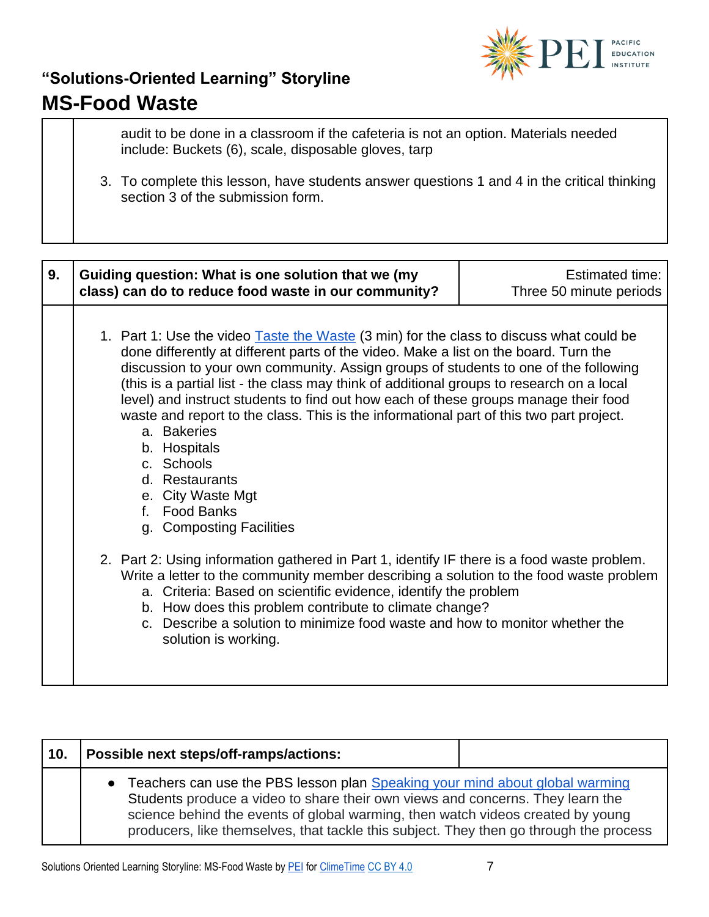audit to be done in a classroom if the cafeteria is not an option. Materials needed include: Buckets (6), scale, disposable gloves, tarp

3. To complete this lesson, have students answer questions 1 and 4 in the critical thinking section 3 of the submission form.

| 9. | Guiding question: What is one solution that we (my class) can do to reduce food waste in our community? | Estimated time: Three 50 minute periods |
|---|---|---|

1. Part 1: Use the video [Taste the Waste](#) (3 min) for the class to discuss what could be done differently at different parts of the video. Make a list on the board. Turn the discussion to your own community. Assign groups of students to one of the following (this is a partial list - the class may think of additional groups to research on a local level) and instruct students to find out how each of these groups manage their food waste and report to the class. This is the informational part of this two part project.
   a. Bakeries
   b. Hospitals
   c. Schools
   d. Restaurants
   e. City Waste Mgt
   f. Food Banks
   g. Composting Facilities

2. Part 2: Using information gathered in Part 1, identify IF there is a food waste problem. Write a letter to the community member describing a solution to the food waste problem
   a. Criteria: Based on scientific evidence, identify the problem
   b. How does this problem contribute to climate change?
   c. Describe a solution to minimize food waste and how to monitor whether the solution is working.

| 10. | Possible next steps/off-ramps/actions: | |
|---|---|---|

- Teachers can use the PBS lesson plan [Speaking your mind about global warming](#) Students produce a video to share their own views and concerns. They learn the science behind the events of global warming, then watch videos created by young producers, like themselves, that tackle this subject. They then go through the process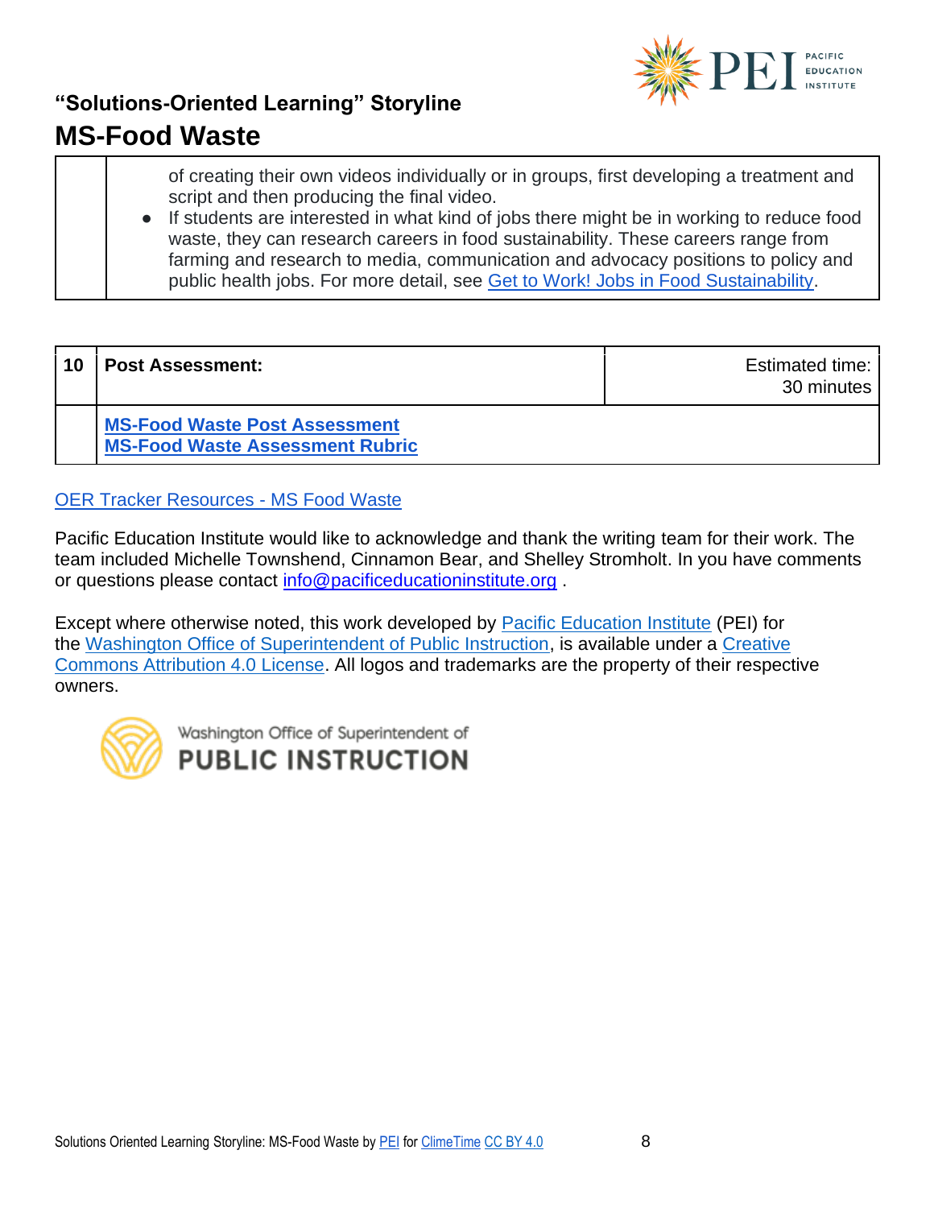| | |
|---|---|
| | of creating their own videos individually or in groups, first developing a treatment and script and then producing the final video.<br>● If students are interested in what kind of jobs there might be in working to reduce food waste, they can research careers in food sustainability. These careers range from farming and research to media, communication and advocacy positions to policy and public health jobs. For more detail, see Get to Work! Jobs in Food Sustainability. |

| 10 | Post Assessment: | Estimated time: 30 minutes |
|---|---|---|
| | **MS-Food Waste Post Assessment**<br>**MS-Food Waste Assessment Rubric** | |

OER Tracker Resources - MS Food Waste

Pacific Education Institute would like to acknowledge and thank the writing team for their work. The team included Michelle Townshend, Cinnamon Bear, and Shelley Stromholt. In you have comments or questions please contact info@pacificeducationinstitute.org .

Except where otherwise noted, this work developed by Pacific Education Institute (PEI) for the Washington Office of Superintendent of Public Instruction, is available under a Creative Commons Attribution 4.0 License. All logos and trademarks are the property of their respective owners.

Washington Office of Superintendent of
PUBLIC INSTRUCTION